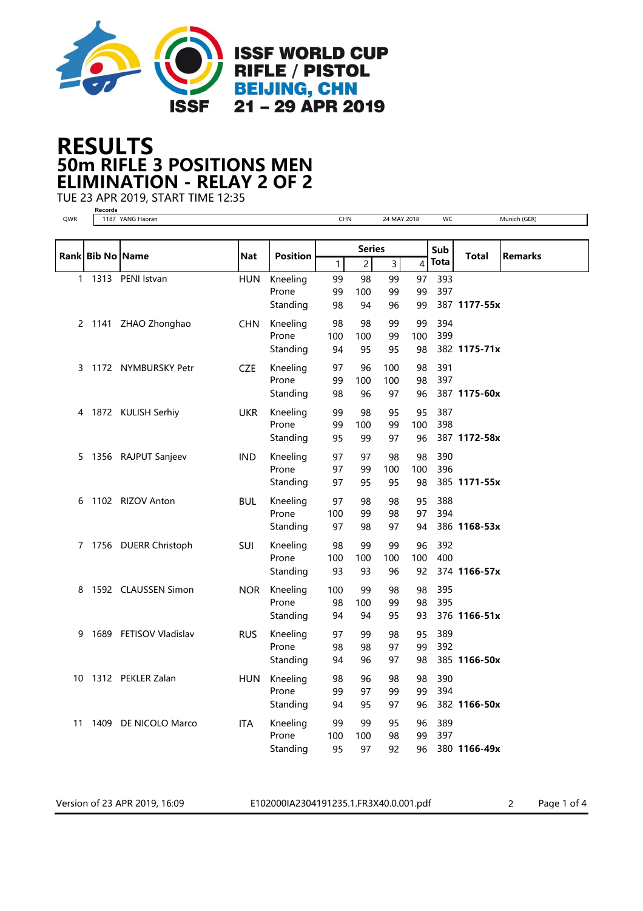ISSF WORLD CUP
RIFLE / PISTOL
BEIJING, CHN
21 – 29 APR 2019

# RESULTS
## 50m RIFLE 3 POSITIONS MEN
## ELIMINATION - RELAY 2 OF 2

TUE 23 APR 2019, START TIME 12:35

**Records**

| | | | | | |
|---|---|---|---|---|---|
| QWR | 1187 YANG Haoran | CHN | 24 MAY 2018 | WC | Munich (GER) |

| Rank | Bib No | Name | Nat | Position | Series 1 | 2 | 3 | 4 | Sub Tota | Total | Remarks |
|---|---|---|---|---|---|---|---|---|---|---|---|
| 1 | 1313 | PENI Istvan | HUN | Kneeling | 99 | 98 | 99 | 97 | 393 | | |
| | | | | Prone | 99 | 100 | 99 | 99 | 397 | | |
| | | | | Standing | 98 | 94 | 96 | 99 | 387 | **1177-55x** | |
| 2 | 1141 | ZHAO Zhonghao | CHN | Kneeling | 98 | 98 | 99 | 99 | 394 | | |
| | | | | Prone | 100 | 100 | 99 | 100 | 399 | | |
| | | | | Standing | 94 | 95 | 95 | 98 | 382 | **1175-71x** | |
| 3 | 1172 | NYMBURSKY Petr | CZE | Kneeling | 97 | 96 | 100 | 98 | 391 | | |
| | | | | Prone | 99 | 100 | 100 | 98 | 397 | | |
| | | | | Standing | 98 | 96 | 97 | 96 | 387 | **1175-60x** | |
| 4 | 1872 | KULISH Serhiy | UKR | Kneeling | 99 | 98 | 95 | 95 | 387 | | |
| | | | | Prone | 99 | 100 | 99 | 100 | 398 | | |
| | | | | Standing | 95 | 99 | 97 | 96 | 387 | **1172-58x** | |
| 5 | 1356 | RAJPUT Sanjeev | IND | Kneeling | 97 | 97 | 98 | 98 | 390 | | |
| | | | | Prone | 97 | 99 | 100 | 100 | 396 | | |
| | | | | Standing | 97 | 95 | 95 | 98 | 385 | **1171-55x** | |
| 6 | 1102 | RIZOV Anton | BUL | Kneeling | 97 | 98 | 98 | 95 | 388 | | |
| | | | | Prone | 100 | 99 | 98 | 97 | 394 | | |
| | | | | Standing | 97 | 98 | 97 | 94 | 386 | **1168-53x** | |
| 7 | 1756 | DUERR Christoph | SUI | Kneeling | 98 | 99 | 99 | 96 | 392 | | |
| | | | | Prone | 100 | 100 | 100 | 100 | 400 | | |
| | | | | Standing | 93 | 93 | 96 | 92 | 374 | **1166-57x** | |
| 8 | 1592 | CLAUSSEN Simon | NOR | Kneeling | 100 | 99 | 98 | 98 | 395 | | |
| | | | | Prone | 98 | 100 | 99 | 98 | 395 | | |
| | | | | Standing | 94 | 94 | 95 | 93 | 376 | **1166-51x** | |
| 9 | 1689 | FETISOV Vladislav | RUS | Kneeling | 97 | 99 | 98 | 95 | 389 | | |
| | | | | Prone | 98 | 98 | 97 | 99 | 392 | | |
| | | | | Standing | 94 | 96 | 97 | 98 | 385 | **1166-50x** | |
| 10 | 1312 | PEKLER Zalan | HUN | Kneeling | 98 | 96 | 98 | 98 | 390 | | |
| | | | | Prone | 99 | 97 | 99 | 99 | 394 | | |
| | | | | Standing | 94 | 95 | 97 | 96 | 382 | **1166-50x** | |
| 11 | 1409 | DE NICOLO Marco | ITA | Kneeling | 99 | 99 | 95 | 96 | 389 | | |
| | | | | Prone | 100 | 100 | 98 | 99 | 397 | | |
| | | | | Standing | 95 | 97 | 92 | 96 | 380 | **1166-49x** | |

Version of 23 APR 2019, 16:09 E102000IA2304191235.1.FR3X40.0.001.pdf 2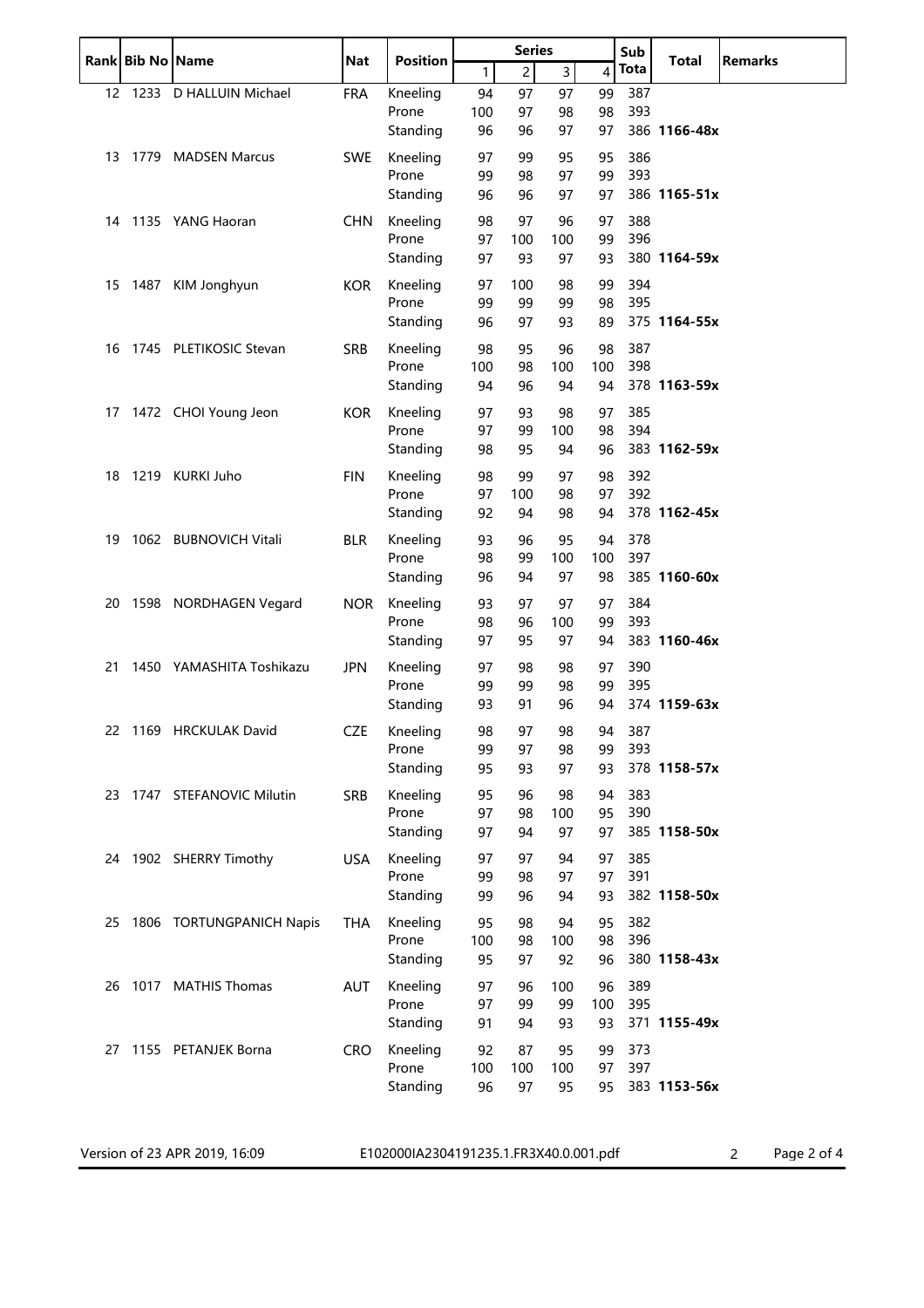| Rank | Bib No | Name | Nat | Position | Series 1 | 2 | 3 | 4 | Sub Tota | Total | Remarks |
|---|---|---|---|---|---|---|---|---|---|---|---|
| 12 | 1233 | D HALLUIN Michael | FRA | Kneeling | 94 | 97 | 97 | 99 | 387 | | |
| | | | | Prone | 100 | 97 | 98 | 98 | 393 | | |
| | | | | Standing | 96 | 96 | 97 | 97 | 386 | **1166-48x** | |
| 13 | 1779 | MADSEN Marcus | SWE | Kneeling | 97 | 99 | 95 | 95 | 386 | | |
| | | | | Prone | 99 | 98 | 97 | 99 | 393 | | |
| | | | | Standing | 96 | 96 | 97 | 97 | 386 | **1165-51x** | |
| 14 | 1135 | YANG Haoran | CHN | Kneeling | 98 | 97 | 96 | 97 | 388 | | |
| | | | | Prone | 97 | 100 | 100 | 99 | 396 | | |
| | | | | Standing | 97 | 93 | 97 | 93 | 380 | **1164-59x** | |
| 15 | 1487 | KIM Jonghyun | KOR | Kneeling | 97 | 100 | 98 | 99 | 394 | | |
| | | | | Prone | 99 | 99 | 99 | 98 | 395 | | |
| | | | | Standing | 96 | 97 | 93 | 89 | 375 | **1164-55x** | |
| 16 | 1745 | PLETIKOSIC Stevan | SRB | Kneeling | 98 | 95 | 96 | 98 | 387 | | |
| | | | | Prone | 100 | 98 | 100 | 100 | 398 | | |
| | | | | Standing | 94 | 96 | 94 | 94 | 378 | **1163-59x** | |
| 17 | 1472 | CHOI Young Jeon | KOR | Kneeling | 97 | 93 | 98 | 97 | 385 | | |
| | | | | Prone | 97 | 99 | 100 | 98 | 394 | | |
| | | | | Standing | 98 | 95 | 94 | 96 | 383 | **1162-59x** | |
| 18 | 1219 | KURKI Juho | FIN | Kneeling | 98 | 99 | 97 | 98 | 392 | | |
| | | | | Prone | 97 | 100 | 98 | 97 | 392 | | |
| | | | | Standing | 92 | 94 | 98 | 94 | 378 | **1162-45x** | |
| 19 | 1062 | BUBNOVICH Vitali | BLR | Kneeling | 93 | 96 | 95 | 94 | 378 | | |
| | | | | Prone | 98 | 99 | 100 | 100 | 397 | | |
| | | | | Standing | 96 | 94 | 97 | 98 | 385 | **1160-60x** | |
| 20 | 1598 | NORDHAGEN Vegard | NOR | Kneeling | 93 | 97 | 97 | 97 | 384 | | |
| | | | | Prone | 98 | 96 | 100 | 99 | 393 | | |
| | | | | Standing | 97 | 95 | 97 | 94 | 383 | **1160-46x** | |
| 21 | 1450 | YAMASHITA Toshikazu | JPN | Kneeling | 97 | 98 | 98 | 97 | 390 | | |
| | | | | Prone | 99 | 99 | 98 | 99 | 395 | | |
| | | | | Standing | 93 | 91 | 96 | 94 | 374 | **1159-63x** | |
| 22 | 1169 | HRCKULAK David | CZE | Kneeling | 98 | 97 | 98 | 94 | 387 | | |
| | | | | Prone | 99 | 97 | 98 | 99 | 393 | | |
| | | | | Standing | 95 | 93 | 97 | 93 | 378 | **1158-57x** | |
| 23 | 1747 | STEFANOVIC Milutin | SRB | Kneeling | 95 | 96 | 98 | 94 | 383 | | |
| | | | | Prone | 97 | 98 | 100 | 95 | 390 | | |
| | | | | Standing | 97 | 94 | 97 | 97 | 385 | **1158-50x** | |
| 24 | 1902 | SHERRY Timothy | USA | Kneeling | 97 | 97 | 94 | 97 | 385 | | |
| | | | | Prone | 99 | 98 | 97 | 97 | 391 | | |
| | | | | Standing | 99 | 96 | 94 | 93 | 382 | **1158-50x** | |
| 25 | 1806 | TORTUNGPANICH Napis | THA | Kneeling | 95 | 98 | 94 | 95 | 382 | | |
| | | | | Prone | 100 | 98 | 100 | 98 | 396 | | |
| | | | | Standing | 95 | 97 | 92 | 96 | 380 | **1158-43x** | |
| 26 | 1017 | MATHIS Thomas | AUT | Kneeling | 97 | 96 | 100 | 96 | 389 | | |
| | | | | Prone | 97 | 99 | 99 | 100 | 395 | | |
| | | | | Standing | 91 | 94 | 93 | 93 | 371 | **1155-49x** | |
| 27 | 1155 | PETANJEK Borna | CRO | Kneeling | 92 | 87 | 95 | 99 | 373 | | |
| | | | | Prone | 100 | 100 | 100 | 97 | 397 | | |
| | | | | Standing | 96 | 97 | 95 | 95 | 383 | **1153-56x** | |

Version of 23 APR 2019, 16:09 E102000IA2304191235.1.FR3X40.0.001.pdf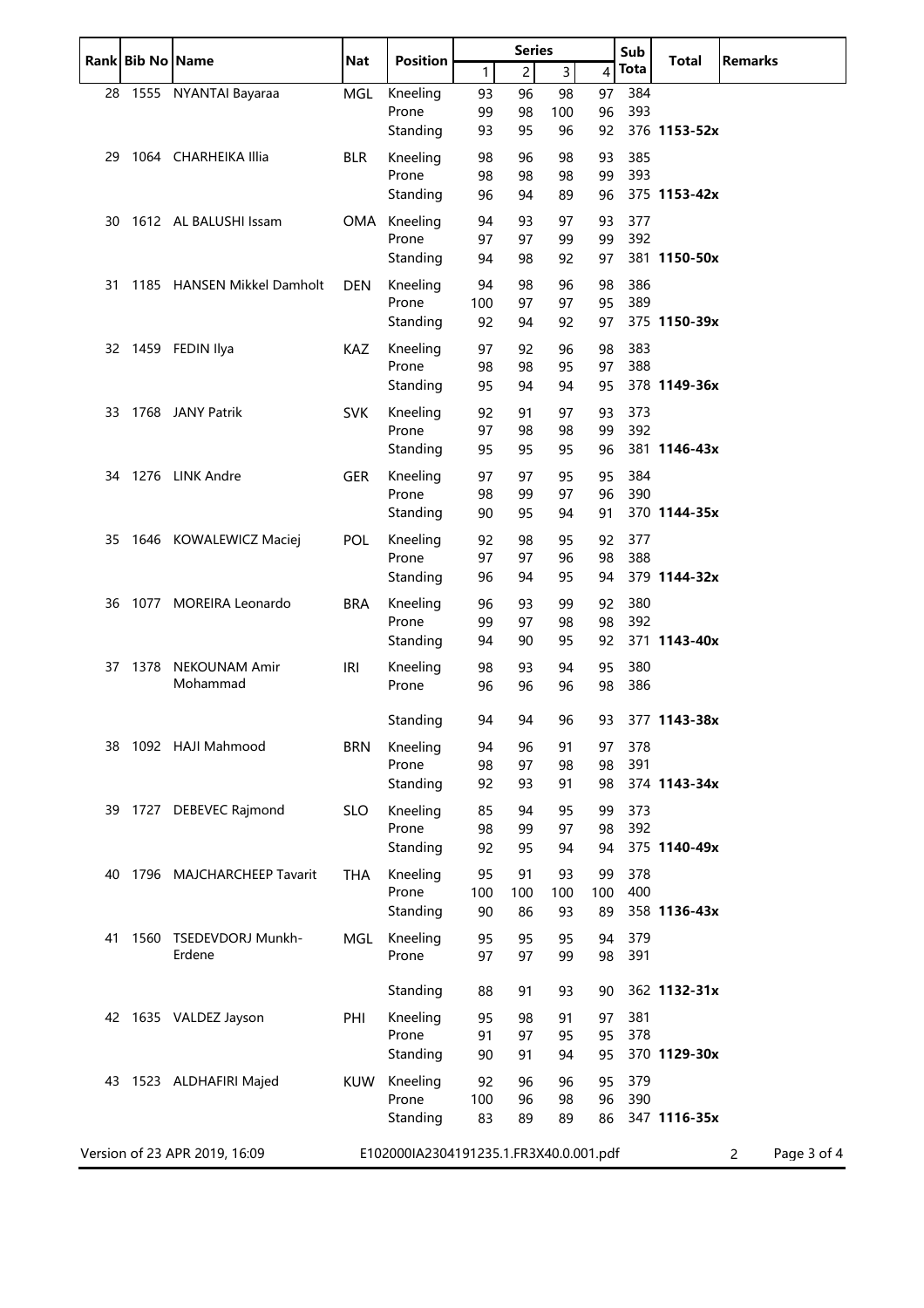| Rank | Bib No | Name | Nat | Position | Series | | | | Sub Tota | Total | Remarks |
|---|---|---|---|---|---|---|---|---|---|---|---|
| | | | | | 1 | 2 | 3 | 4 | | | |
| 28 | 1555 | NYANTAI Bayaraa | MGL | Kneeling | 93 | 96 | 98 | 97 | 384 | | |
| | | | | Prone | 99 | 98 | 100 | 96 | 393 | | |
| | | | | Standing | 93 | 95 | 96 | 92 | 376 | **1153-52x** | |
| 29 | 1064 | CHARHEIKA Illia | BLR | Kneeling | 98 | 96 | 98 | 93 | 385 | | |
| | | | | Prone | 98 | 98 | 98 | 99 | 393 | | |
| | | | | Standing | 96 | 94 | 89 | 96 | 375 | **1153-42x** | |
| 30 | 1612 | AL BALUSHI Issam | OMA | Kneeling | 94 | 93 | 97 | 93 | 377 | | |
| | | | | Prone | 97 | 97 | 99 | 99 | 392 | | |
| | | | | Standing | 94 | 98 | 92 | 97 | 381 | **1150-50x** | |
| 31 | 1185 | HANSEN Mikkel Damholt | DEN | Kneeling | 94 | 98 | 96 | 98 | 386 | | |
| | | | | Prone | 100 | 97 | 97 | 95 | 389 | | |
| | | | | Standing | 92 | 94 | 92 | 97 | 375 | **1150-39x** | |
| 32 | 1459 | FEDIN Ilya | KAZ | Kneeling | 97 | 92 | 96 | 98 | 383 | | |
| | | | | Prone | 98 | 98 | 95 | 97 | 388 | | |
| | | | | Standing | 95 | 94 | 94 | 95 | 378 | **1149-36x** | |
| 33 | 1768 | JANY Patrik | SVK | Kneeling | 92 | 91 | 97 | 93 | 373 | | |
| | | | | Prone | 97 | 98 | 98 | 99 | 392 | | |
| | | | | Standing | 95 | 95 | 95 | 96 | 381 | **1146-43x** | |
| 34 | 1276 | LINK Andre | GER | Kneeling | 97 | 97 | 95 | 95 | 384 | | |
| | | | | Prone | 98 | 99 | 97 | 96 | 390 | | |
| | | | | Standing | 90 | 95 | 94 | 91 | 370 | **1144-35x** | |
| 35 | 1646 | KOWALEWICZ Maciej | POL | Kneeling | 92 | 98 | 95 | 92 | 377 | | |
| | | | | Prone | 97 | 97 | 96 | 98 | 388 | | |
| | | | | Standing | 96 | 94 | 95 | 94 | 379 | **1144-32x** | |
| 36 | 1077 | MOREIRA Leonardo | BRA | Kneeling | 96 | 93 | 99 | 92 | 380 | | |
| | | | | Prone | 99 | 97 | 98 | 98 | 392 | | |
| | | | | Standing | 94 | 90 | 95 | 92 | 371 | **1143-40x** | |
| 37 | 1378 | NEKOUNAM Amir Mohammad | IRI | Kneeling | 98 | 93 | 94 | 95 | 380 | | |
| | | | | Prone | 96 | 96 | 96 | 98 | 386 | | |
| | | | | Standing | 94 | 94 | 96 | 93 | 377 | **1143-38x** | |
| 38 | 1092 | HAJI Mahmood | BRN | Kneeling | 94 | 96 | 91 | 97 | 378 | | |
| | | | | Prone | 98 | 97 | 98 | 98 | 391 | | |
| | | | | Standing | 92 | 93 | 91 | 98 | 374 | **1143-34x** | |
| 39 | 1727 | DEBEVEC Rajmond | SLO | Kneeling | 85 | 94 | 95 | 99 | 373 | | |
| | | | | Prone | 98 | 99 | 97 | 98 | 392 | | |
| | | | | Standing | 92 | 95 | 94 | 94 | 375 | **1140-49x** | |
| 40 | 1796 | MAJCHARCHEEP Tavarit | THA | Kneeling | 95 | 91 | 93 | 99 | 378 | | |
| | | | | Prone | 100 | 100 | 100 | 100 | 400 | | |
| | | | | Standing | 90 | 86 | 93 | 89 | 358 | **1136-43x** | |
| 41 | 1560 | TSEDEVDORJ Munkh-Erdene | MGL | Kneeling | 95 | 95 | 95 | 94 | 379 | | |
| | | | | Prone | 97 | 97 | 99 | 98 | 391 | | |
| | | | | Standing | 88 | 91 | 93 | 90 | 362 | **1132-31x** | |
| 42 | 1635 | VALDEZ Jayson | PHI | Kneeling | 95 | 98 | 91 | 97 | 381 | | |
| | | | | Prone | 91 | 97 | 95 | 95 | 378 | | |
| | | | | Standing | 90 | 91 | 94 | 95 | 370 | **1129-30x** | |
| 43 | 1523 | ALDHAFIRI Majed | KUW | Kneeling | 92 | 96 | 96 | 95 | 379 | | |
| | | | | Prone | 100 | 96 | 98 | 96 | 390 | | |
| | | | | Standing | 83 | 89 | 89 | 86 | 347 | **1116-35x** | |

Version of 23 APR 2019, 16:09 E102000IA2304191235.1.FR3X40.0.001.pdf 2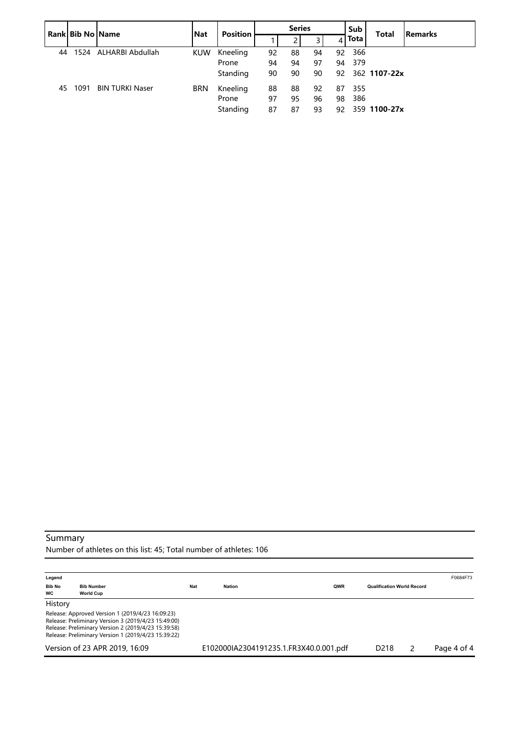| Rank | Bib No | Name | Nat | Position | Series | | | | Sub Tota | Total | Remarks |
|---|---|---|---|---|---|---|---|---|---|---|---|
| | | | | | 1 | 2 | 3 | 4 | | | |
| 44 | 1524 | ALHARBI Abdullah | KUW | Kneeling | 92 | 88 | 94 | 92 | 366 | | |
| | | | | Prone | 94 | 94 | 97 | 94 | 379 | | |
| | | | | Standing | 90 | 90 | 90 | 92 | 362 | **1107-22x** | |
| 45 | 1091 | BIN TURKI Naser | BRN | Kneeling | 88 | 88 | 92 | 87 | 355 | | |
| | | | | Prone | 97 | 95 | 96 | 98 | 386 | | |
| | | | | Standing | 87 | 87 | 93 | 92 | 359 | **1100-27x** | |

## Summary

Number of athletes on this list: 45; Total number of athletes: 106

**Legend**

| | | | | | |
|---|---|---|---|---|---|
| **Bib No** | **Bib Number** | **Nat** | **Nation** | **QWR** | **Qualification World Record** |
| **WC** | **World Cup** | | | | |

F0684F73

**History**

Release: Approved Version 1 (2019/4/23 16:09:23)
Release: Preliminary Version 3 (2019/4/23 15:49:00)
Release: Preliminary Version 2 (2019/4/23 15:39:58)
Release: Preliminary Version 1 (2019/4/23 15:39:22)

Version of 23 APR 2019, 16:09 E102000IA2304191235.1.FR3X40.0.001.pdf D218 2